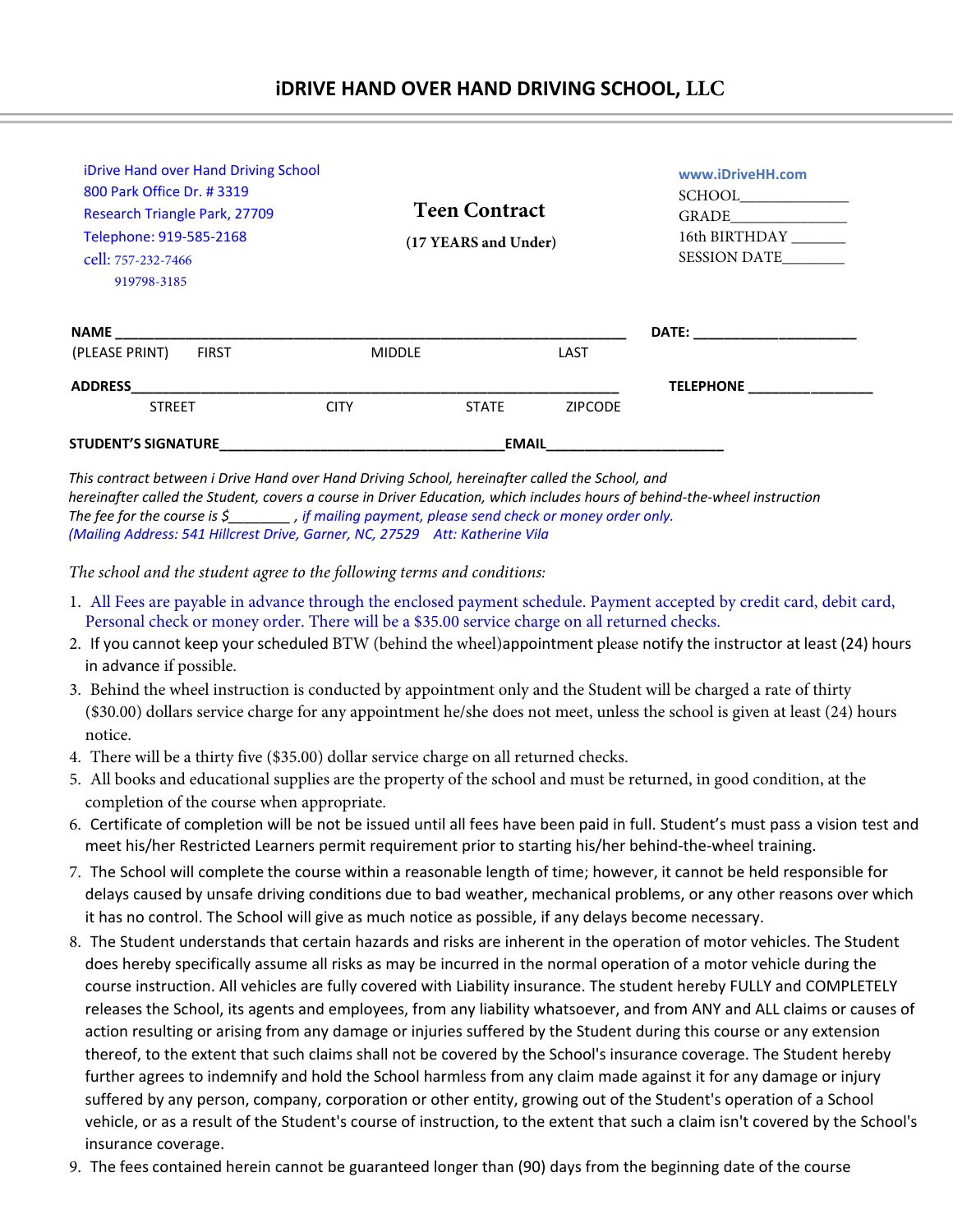# iDRIVE HAND OVER HAND DRIVING SCHOOL, LLC

iDrive Hand over Hand Driving School
800 Park Office Dr. # 3319
Research Triangle Park, 27709
Telephone: 919-585-2168
cell: 757-232-7466
919798-3185

## Teen Contract

**(17 YEARS and Under)**

www.iDriveHH.com
SCHOOL______________
GRADE_______________
16th BIRTHDAY _______
SESSION DATE________

**NAME** ______________________________________________________________ **DATE:** ____________________
(PLEASE PRINT) FIRST MIDDLE LAST

**ADDRESS**______________________________________________________________ **TELEPHONE** ________________
STREET CITY STATE ZIPCODE

**STUDENT'S SIGNATURE**___________________________________**EMAIL**______________________

*This contract between i Drive Hand over Hand Driving School, hereinafter called the School, and hereinafter called the Student, covers a course in Driver Education, which includes hours of behind-the-wheel instruction The fee for the course is $________ , if mailing payment, please send check or money order only. (Mailing Address: 541 Hillcrest Drive, Garner, NC, 27529 Att: Katherine Vila*

*The school and the student agree to the following terms and conditions:*

1. All Fees are payable in advance through the enclosed payment schedule. Payment accepted by credit card, debit card, Personal check or money order. There will be a $35.00 service charge on all returned checks.
2. If you cannot keep your scheduled BTW (behind the wheel)appointment please notify the instructor at least (24) hours in advance if possible.
3. Behind the wheel instruction is conducted by appointment only and the Student will be charged a rate of thirty ($30.00) dollars service charge for any appointment he/she does not meet, unless the school is given at least (24) hours notice.
4. There will be a thirty five ($35.00) dollar service charge on all returned checks.
5. All books and educational supplies are the property of the school and must be returned, in good condition, at the completion of the course when appropriate.
6. Certificate of completion will be not be issued until all fees have been paid in full. Student's must pass a vision test and meet his/her Restricted Learners permit requirement prior to starting his/her behind-the-wheel training.
7. The School will complete the course within a reasonable length of time; however, it cannot be held responsible for delays caused by unsafe driving conditions due to bad weather, mechanical problems, or any other reasons over which it has no control. The School will give as much notice as possible, if any delays become necessary.
8. The Student understands that certain hazards and risks are inherent in the operation of motor vehicles. The Student does hereby specifically assume all risks as may be incurred in the normal operation of a motor vehicle during the course instruction. All vehicles are fully covered with Liability insurance. The student hereby FULLY and COMPLETELY releases the School, its agents and employees, from any liability whatsoever, and from ANY and ALL claims or causes of action resulting or arising from any damage or injuries suffered by the Student during this course or any extension thereof, to the extent that such claims shall not be covered by the School's insurance coverage. The Student hereby further agrees to indemnify and hold the School harmless from any claim made against it for any damage or injury suffered by any person, company, corporation or other entity, growing out of the Student's operation of a School vehicle, or as a result of the Student's course of instruction, to the extent that such a claim isn't covered by the School's insurance coverage.
9. The fees contained herein cannot be guaranteed longer than (90) days from the beginning date of the course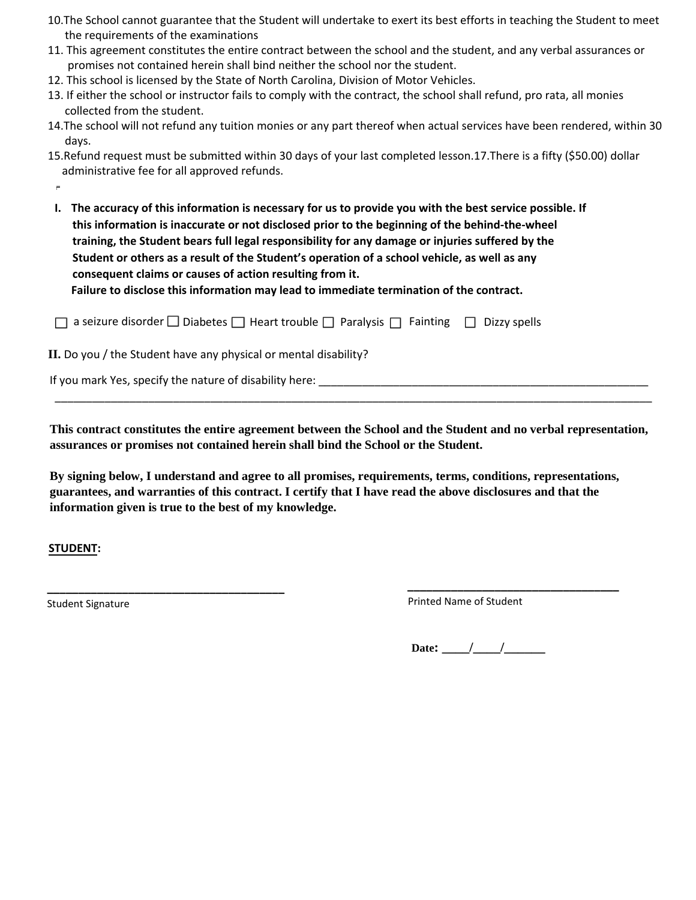10. The School cannot guarantee that the Student will undertake to exert its best efforts in teaching the Student to meet the requirements of the examinations
11. This agreement constitutes the entire contract between the school and the student, and any verbal assurances or promises not contained herein shall bind neither the school nor the student.
12. This school is licensed by the State of North Carolina, Division of Motor Vehicles.
13. If either the school or instructor fails to comply with the contract, the school shall refund, pro rata, all monies collected from the student.
14. The school will not refund any tuition monies or any part thereof when actual services have been rendered, within 30 days.
15. Refund request must be submitted within 30 days of your last completed lesson.17.There is a fifty ($50.00) dollar administrative fee for all approved refunds.

**I. The accuracy of this information is necessary for us to provide you with the best service possible. If this information is inaccurate or not disclosed prior to the beginning of the behind-the-wheel training, the Student bears full legal responsibility for any damage or injuries suffered by the Student or others as a result of the Student's operation of a school vehicle, as well as any consequent claims or causes of action resulting from it.**
**Failure to disclose this information may lead to immediate termination of the contract.**

☐ a seizure disorder ☐ Diabetes ☐ Heart trouble ☐ Paralysis ☐ Fainting ☐ Dizzy spells

**II.** Do you / the Student have any physical or mental disability?

If you mark Yes, specify the nature of disability here: ______________________________________________________

______________________________________________________________________________________________

**This contract constitutes the entire agreement between the School and the Student and no verbal representation, assurances or promises not contained herein shall bind the School or the Student.**

**By signing below, I understand and agree to all promises, requirements, terms, conditions, representations, guarantees, and warranties of this contract. I certify that I have read the above disclosures and that the information given is true to the best of my knowledge.**

**STUDENT:**

______________________________________
Student Signature

______________________________________
Printed Name of Student

**Date:** _____/_____/_______